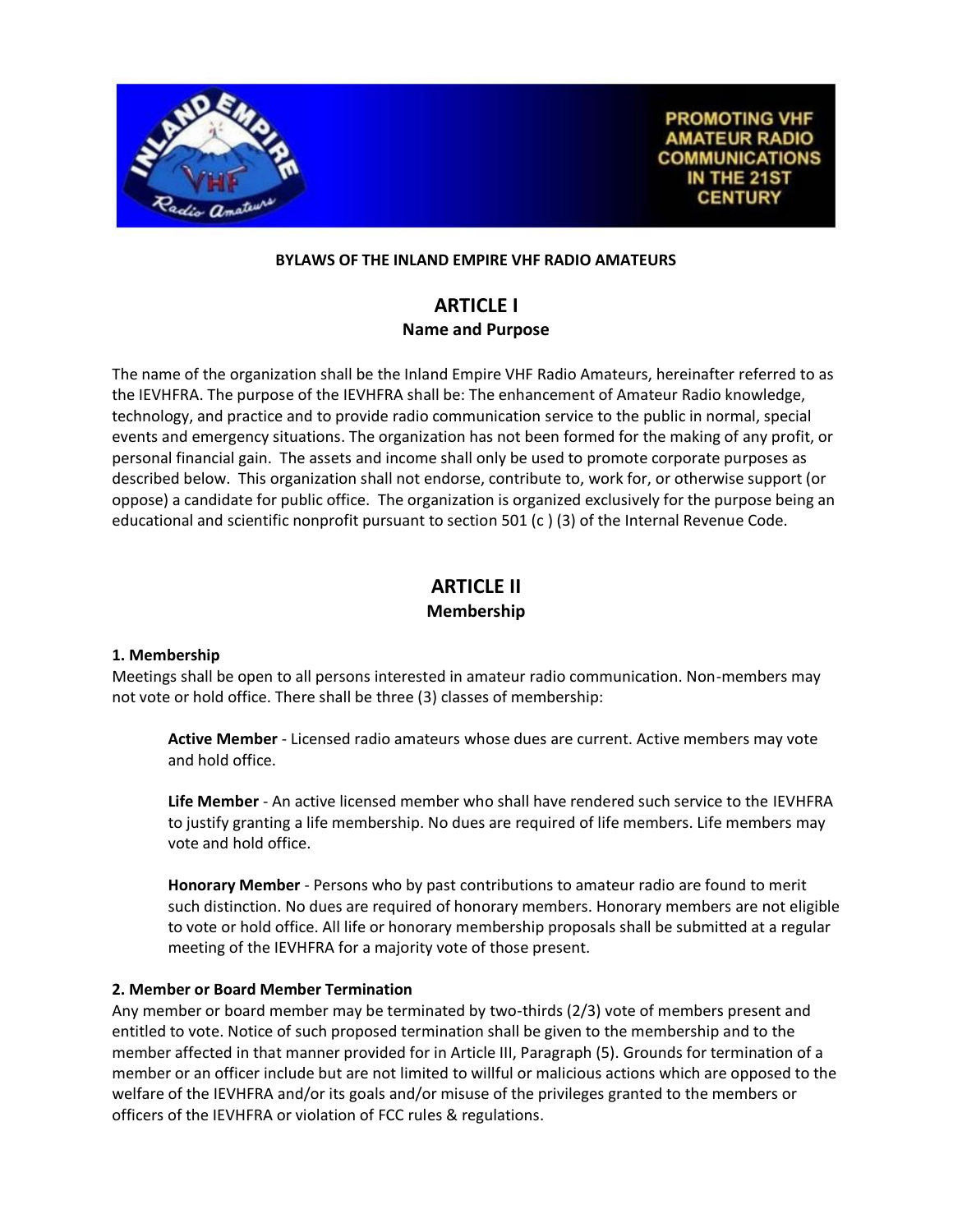**BYLAWS OF THE INLAND EMPIRE VHF RADIO AMATEURS**

# ARTICLE I
## Name and Purpose

The name of the organization shall be the Inland Empire VHF Radio Amateurs, hereinafter referred to as the IEVHFRA. The purpose of the IEVHFRA shall be: The enhancement of Amateur Radio knowledge, technology, and practice and to provide radio communication service to the public in normal, special events and emergency situations. The organization has not been formed for the making of any profit, or personal financial gain. The assets and income shall only be used to promote corporate purposes as described below. This organization shall not endorse, contribute to, work for, or otherwise support (or oppose) a candidate for public office. The organization is organized exclusively for the purpose being an educational and scientific nonprofit pursuant to section 501 (c ) (3) of the Internal Revenue Code.

# ARTICLE II
## Membership

### 1. Membership

Meetings shall be open to all persons interested in amateur radio communication. Non-members may not vote or hold office. There shall be three (3) classes of membership:

> **Active Member** - Licensed radio amateurs whose dues are current. Active members may vote and hold office.
>
> **Life Member** - An active licensed member who shall have rendered such service to the IEVHFRA to justify granting a life membership. No dues are required of life members. Life members may vote and hold office.
>
> **Honorary Member** - Persons who by past contributions to amateur radio are found to merit such distinction. No dues are required of honorary members. Honorary members are not eligible to vote or hold office. All life or honorary membership proposals shall be submitted at a regular meeting of the IEVHFRA for a majority vote of those present.

### 2. Member or Board Member Termination

Any member or board member may be terminated by two-thirds (2/3) vote of members present and entitled to vote. Notice of such proposed termination shall be given to the membership and to the member affected in that manner provided for in Article III, Paragraph (5). Grounds for termination of a member or an officer include but are not limited to willful or malicious actions which are opposed to the welfare of the IEVHFRA and/or its goals and/or misuse of the privileges granted to the members or officers of the IEVHFRA or violation of FCC rules & regulations.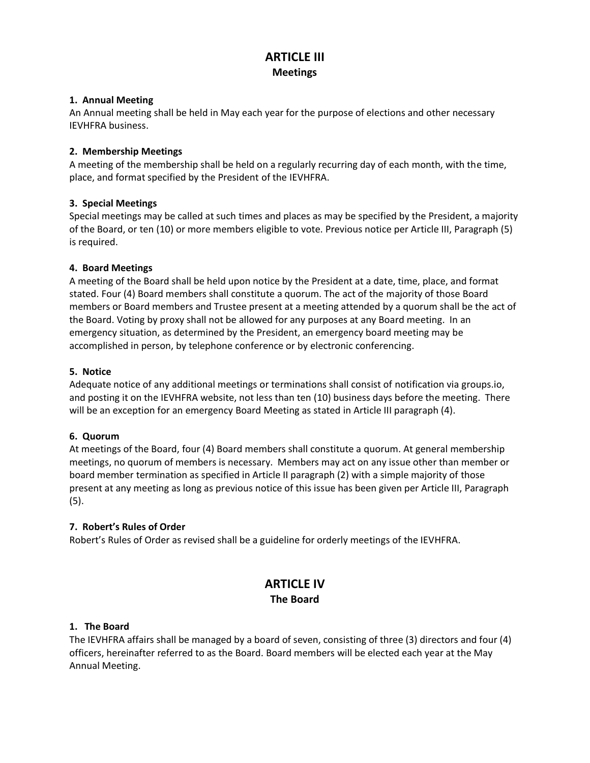## ARTICLE III
### Meetings

**1. Annual Meeting**
An Annual meeting shall be held in May each year for the purpose of elections and other necessary IEVHFRA business.

**2. Membership Meetings**
A meeting of the membership shall be held on a regularly recurring day of each month, with the time, place, and format specified by the President of the IEVHFRA.

**3. Special Meetings**
Special meetings may be called at such times and places as may be specified by the President, a majority of the Board, or ten (10) or more members eligible to vote. Previous notice per Article III, Paragraph (5) is required.

**4. Board Meetings**
A meeting of the Board shall be held upon notice by the President at a date, time, place, and format stated. Four (4) Board members shall constitute a quorum. The act of the majority of those Board members or Board members and Trustee present at a meeting attended by a quorum shall be the act of the Board. Voting by proxy shall not be allowed for any purposes at any Board meeting. In an emergency situation, as determined by the President, an emergency board meeting may be accomplished in person, by telephone conference or by electronic conferencing.

**5. Notice**
Adequate notice of any additional meetings or terminations shall consist of notification via groups.io, and posting it on the IEVHFRA website, not less than ten (10) business days before the meeting. There will be an exception for an emergency Board Meeting as stated in Article III paragraph (4).

**6. Quorum**
At meetings of the Board, four (4) Board members shall constitute a quorum. At general membership meetings, no quorum of members is necessary. Members may act on any issue other than member or board member termination as specified in Article II paragraph (2) with a simple majority of those present at any meeting as long as previous notice of this issue has been given per Article III, Paragraph (5).

**7. Robert's Rules of Order**
Robert's Rules of Order as revised shall be a guideline for orderly meetings of the IEVHFRA.

## ARTICLE IV
### The Board

**1. The Board**
The IEVHFRA affairs shall be managed by a board of seven, consisting of three (3) directors and four (4) officers, hereinafter referred to as the Board. Board members will be elected each year at the May Annual Meeting.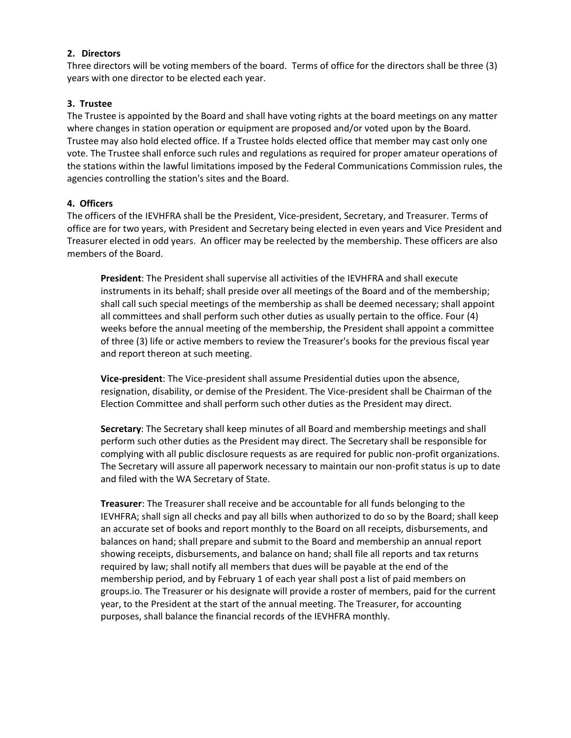**2. Directors**

Three directors will be voting members of the board. Terms of office for the directors shall be three (3) years with one director to be elected each year.

**3. Trustee**

The Trustee is appointed by the Board and shall have voting rights at the board meetings on any matter where changes in station operation or equipment are proposed and/or voted upon by the Board. Trustee may also hold elected office. If a Trustee holds elected office that member may cast only one vote. The Trustee shall enforce such rules and regulations as required for proper amateur operations of the stations within the lawful limitations imposed by the Federal Communications Commission rules, the agencies controlling the station's sites and the Board.

**4. Officers**

The officers of the IEVHFRA shall be the President, Vice-president, Secretary, and Treasurer. Terms of office are for two years, with President and Secretary being elected in even years and Vice President and Treasurer elected in odd years. An officer may be reelected by the membership. These officers are also members of the Board.

> **President**: The President shall supervise all activities of the IEVHFRA and shall execute instruments in its behalf; shall preside over all meetings of the Board and of the membership; shall call such special meetings of the membership as shall be deemed necessary; shall appoint all committees and shall perform such other duties as usually pertain to the office. Four (4) weeks before the annual meeting of the membership, the President shall appoint a committee of three (3) life or active members to review the Treasurer's books for the previous fiscal year and report thereon at such meeting.
>
> **Vice-president**: The Vice-president shall assume Presidential duties upon the absence, resignation, disability, or demise of the President. The Vice-president shall be Chairman of the Election Committee and shall perform such other duties as the President may direct.
>
> **Secretary**: The Secretary shall keep minutes of all Board and membership meetings and shall perform such other duties as the President may direct. The Secretary shall be responsible for complying with all public disclosure requests as are required for public non-profit organizations. The Secretary will assure all paperwork necessary to maintain our non-profit status is up to date and filed with the WA Secretary of State.
>
> **Treasurer**: The Treasurer shall receive and be accountable for all funds belonging to the IEVHFRA; shall sign all checks and pay all bills when authorized to do so by the Board; shall keep an accurate set of books and report monthly to the Board on all receipts, disbursements, and balances on hand; shall prepare and submit to the Board and membership an annual report showing receipts, disbursements, and balance on hand; shall file all reports and tax returns required by law; shall notify all members that dues will be payable at the end of the membership period, and by February 1 of each year shall post a list of paid members on groups.io. The Treasurer or his designate will provide a roster of members, paid for the current year, to the President at the start of the annual meeting. The Treasurer, for accounting purposes, shall balance the financial records of the IEVHFRA monthly.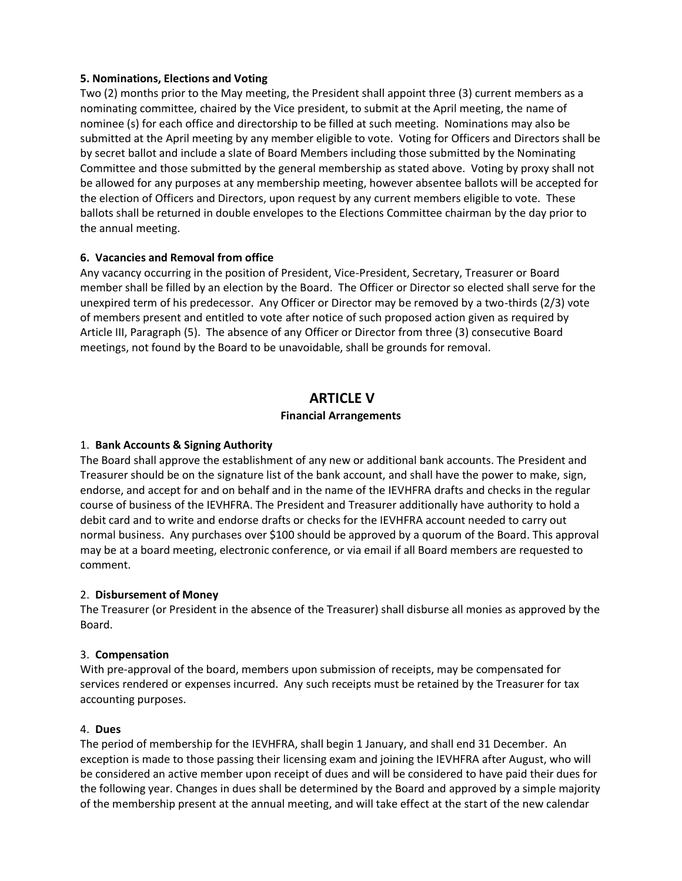**5. Nominations, Elections and Voting**

Two (2) months prior to the May meeting, the President shall appoint three (3) current members as a nominating committee, chaired by the Vice president, to submit at the April meeting, the name of nominee (s) for each office and directorship to be filled at such meeting. Nominations may also be submitted at the April meeting by any member eligible to vote. Voting for Officers and Directors shall be by secret ballot and include a slate of Board Members including those submitted by the Nominating Committee and those submitted by the general membership as stated above. Voting by proxy shall not be allowed for any purposes at any membership meeting, however absentee ballots will be accepted for the election of Officers and Directors, upon request by any current members eligible to vote. These ballots shall be returned in double envelopes to the Elections Committee chairman by the day prior to the annual meeting.

**6. Vacancies and Removal from office**

Any vacancy occurring in the position of President, Vice-President, Secretary, Treasurer or Board member shall be filled by an election by the Board. The Officer or Director so elected shall serve for the unexpired term of his predecessor. Any Officer or Director may be removed by a two-thirds (2/3) vote of members present and entitled to vote after notice of such proposed action given as required by Article III, Paragraph (5). The absence of any Officer or Director from three (3) consecutive Board meetings, not found by the Board to be unavoidable, shall be grounds for removal.

## ARTICLE V

### Financial Arrangements

1. **Bank Accounts & Signing Authority**

The Board shall approve the establishment of any new or additional bank accounts. The President and Treasurer should be on the signature list of the bank account, and shall have the power to make, sign, endorse, and accept for and on behalf and in the name of the IEVHFRA drafts and checks in the regular course of business of the IEVHFRA. The President and Treasurer additionally have authority to hold a debit card and to write and endorse drafts or checks for the IEVHFRA account needed to carry out normal business. Any purchases over $100 should be approved by a quorum of the Board. This approval may be at a board meeting, electronic conference, or via email if all Board members are requested to comment.

2. **Disbursement of Money**

The Treasurer (or President in the absence of the Treasurer) shall disburse all monies as approved by the Board.

3. **Compensation**

With pre-approval of the board, members upon submission of receipts, may be compensated for services rendered or expenses incurred. Any such receipts must be retained by the Treasurer for tax accounting purposes.

4. **Dues**

The period of membership for the IEVHFRA, shall begin 1 January, and shall end 31 December. An exception is made to those passing their licensing exam and joining the IEVHFRA after August, who will be considered an active member upon receipt of dues and will be considered to have paid their dues for the following year. Changes in dues shall be determined by the Board and approved by a simple majority of the membership present at the annual meeting, and will take effect at the start of the new calendar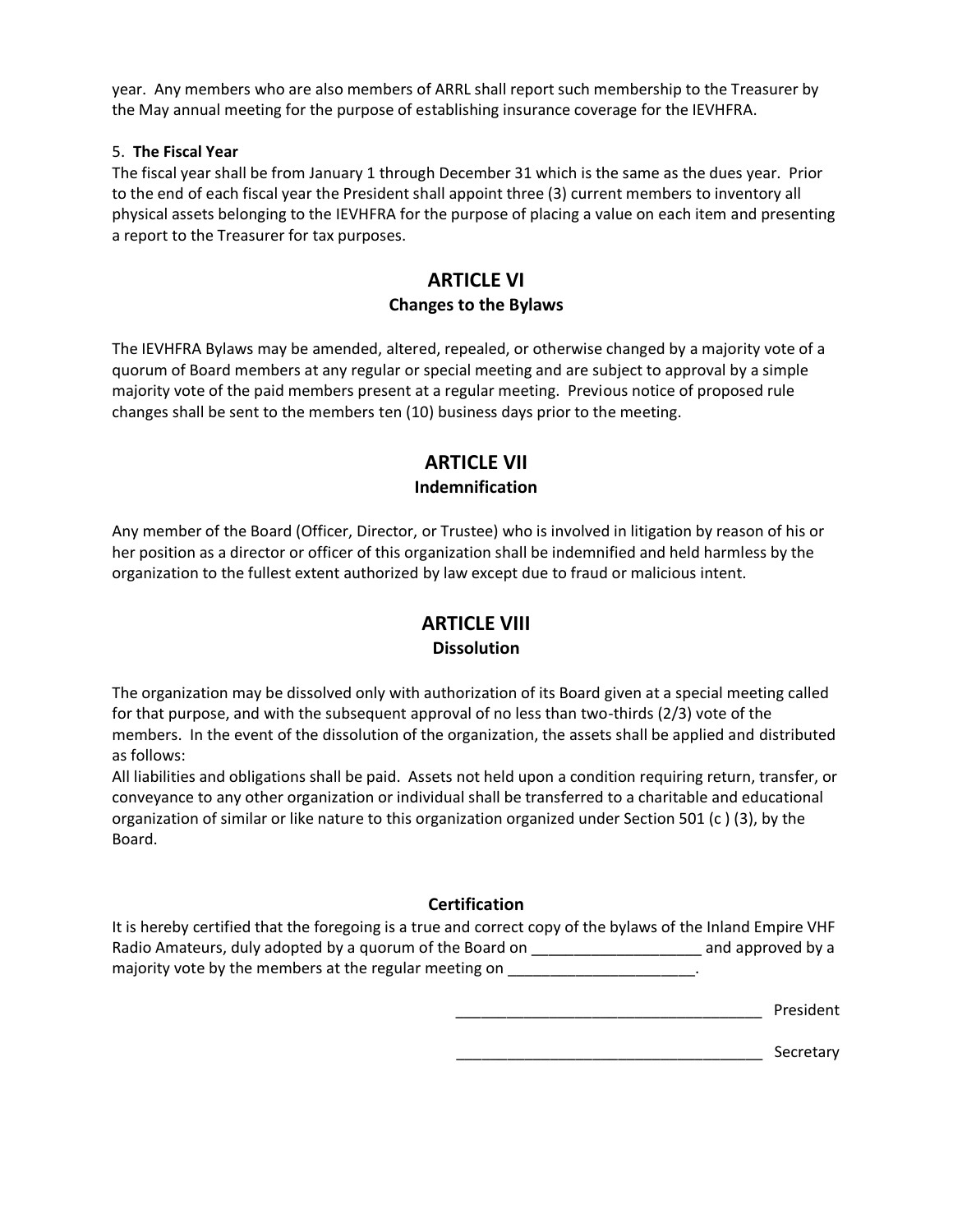year. Any members who are also members of ARRL shall report such membership to the Treasurer by the May annual meeting for the purpose of establishing insurance coverage for the IEVHFRA.

5. **The Fiscal Year**

The fiscal year shall be from January 1 through December 31 which is the same as the dues year. Prior to the end of each fiscal year the President shall appoint three (3) current members to inventory all physical assets belonging to the IEVHFRA for the purpose of placing a value on each item and presenting a report to the Treasurer for tax purposes.

## ARTICLE VI
### Changes to the Bylaws

The IEVHFRA Bylaws may be amended, altered, repealed, or otherwise changed by a majority vote of a quorum of Board members at any regular or special meeting and are subject to approval by a simple majority vote of the paid members present at a regular meeting. Previous notice of proposed rule changes shall be sent to the members ten (10) business days prior to the meeting.

## ARTICLE VII
### Indemnification

Any member of the Board (Officer, Director, or Trustee) who is involved in litigation by reason of his or her position as a director or officer of this organization shall be indemnified and held harmless by the organization to the fullest extent authorized by law except due to fraud or malicious intent.

## ARTICLE VIII
### Dissolution

The organization may be dissolved only with authorization of its Board given at a special meeting called for that purpose, and with the subsequent approval of no less than two-thirds (2/3) vote of the members. In the event of the dissolution of the organization, the assets shall be applied and distributed as follows:

All liabilities and obligations shall be paid. Assets not held upon a condition requiring return, transfer, or conveyance to any other organization or individual shall be transferred to a charitable and educational organization of similar or like nature to this organization organized under Section 501 (c ) (3), by the Board.

### Certification

It is hereby certified that the foregoing is a true and correct copy of the bylaws of the Inland Empire VHF Radio Amateurs, duly adopted by a quorum of the Board on ____________________ and approved by a majority vote by the members at the regular meeting on ______________________.

_____________________________________ President

_____________________________________ Secretary